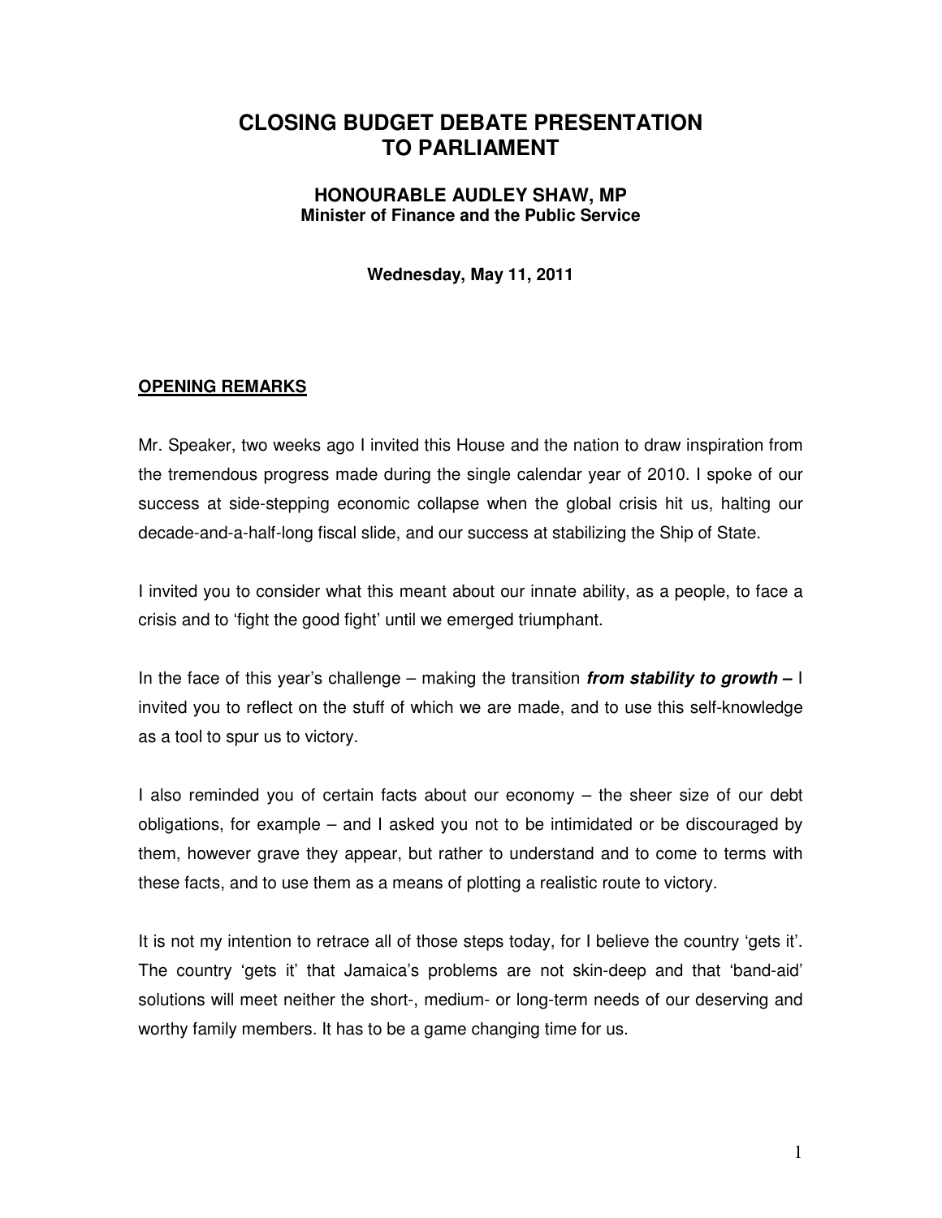# CLOSING BUDGET DEBATE PRESENTATION TO PARLIAMENT

## HONOURABLE AUDLEY SHAW, MP

**Minister of Finance and the Public Service**

**Wednesday, May 11, 2011**

**OPENING REMARKS**

Mr. Speaker, two weeks ago I invited this House and the nation to draw inspiration from the tremendous progress made during the single calendar year of 2010. I spoke of our success at side-stepping economic collapse when the global crisis hit us, halting our decade-and-a-half-long fiscal slide, and our success at stabilizing the Ship of State.

I invited you to consider what this meant about our innate ability, as a people, to face a crisis and to 'fight the good fight' until we emerged triumphant.

In the face of this year's challenge – making the transition ***from stability to growth*** **–** I invited you to reflect on the stuff of which we are made, and to use this self-knowledge as a tool to spur us to victory.

I also reminded you of certain facts about our economy – the sheer size of our debt obligations, for example – and I asked you not to be intimidated or be discouraged by them, however grave they appear, but rather to understand and to come to terms with these facts, and to use them as a means of plotting a realistic route to victory.

It is not my intention to retrace all of those steps today, for I believe the country 'gets it'. The country 'gets it' that Jamaica's problems are not skin-deep and that 'band-aid' solutions will meet neither the short-, medium- or long-term needs of our deserving and worthy family members. It has to be a game changing time for us.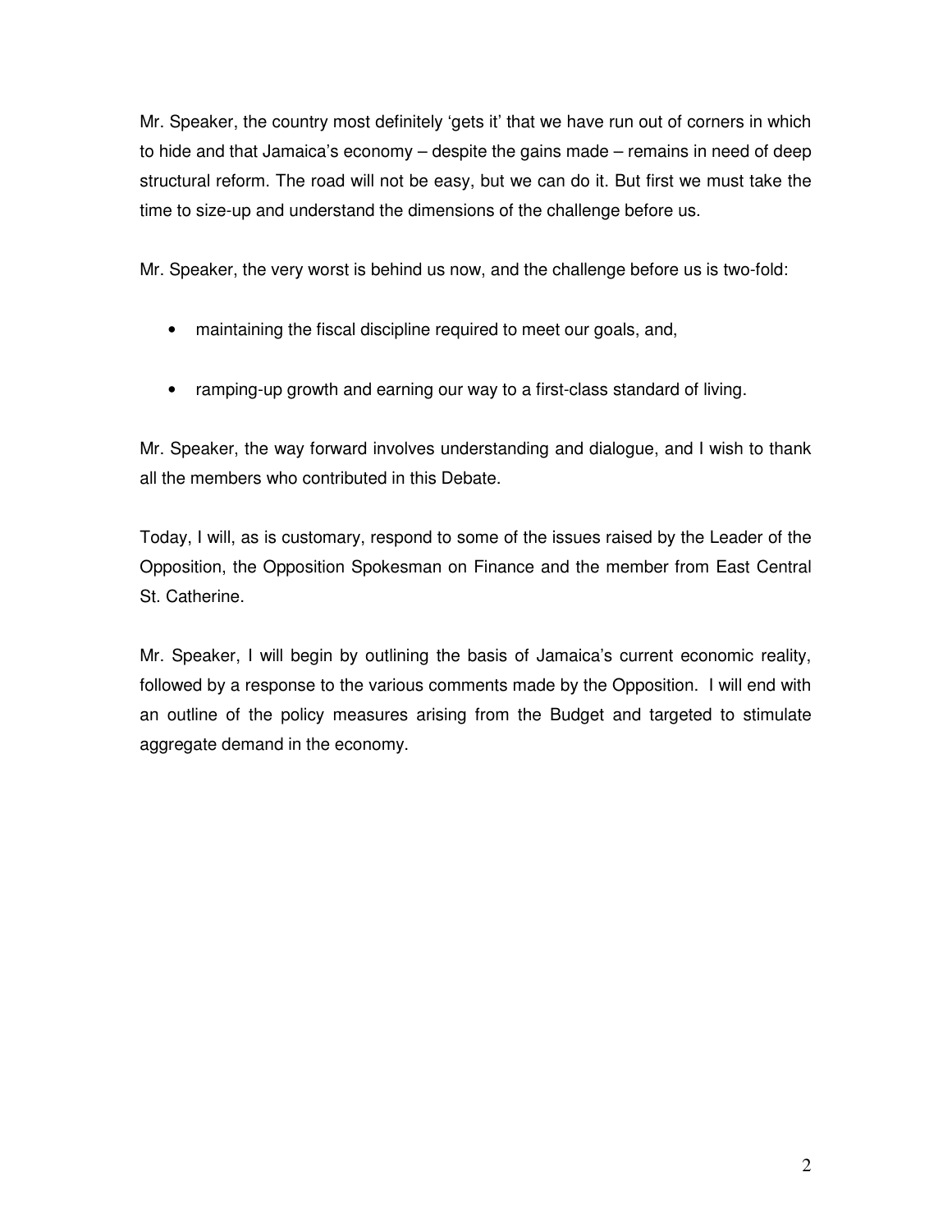Mr. Speaker, the country most definitely 'gets it' that we have run out of corners in which to hide and that Jamaica's economy – despite the gains made – remains in need of deep structural reform. The road will not be easy, but we can do it. But first we must take the time to size-up and understand the dimensions of the challenge before us.

Mr. Speaker, the very worst is behind us now, and the challenge before us is two-fold:

- maintaining the fiscal discipline required to meet our goals, and,
- ramping-up growth and earning our way to a first-class standard of living.

Mr. Speaker, the way forward involves understanding and dialogue, and I wish to thank all the members who contributed in this Debate.

Today, I will, as is customary, respond to some of the issues raised by the Leader of the Opposition, the Opposition Spokesman on Finance and the member from East Central St. Catherine.

Mr. Speaker, I will begin by outlining the basis of Jamaica's current economic reality, followed by a response to the various comments made by the Opposition. I will end with an outline of the policy measures arising from the Budget and targeted to stimulate aggregate demand in the economy.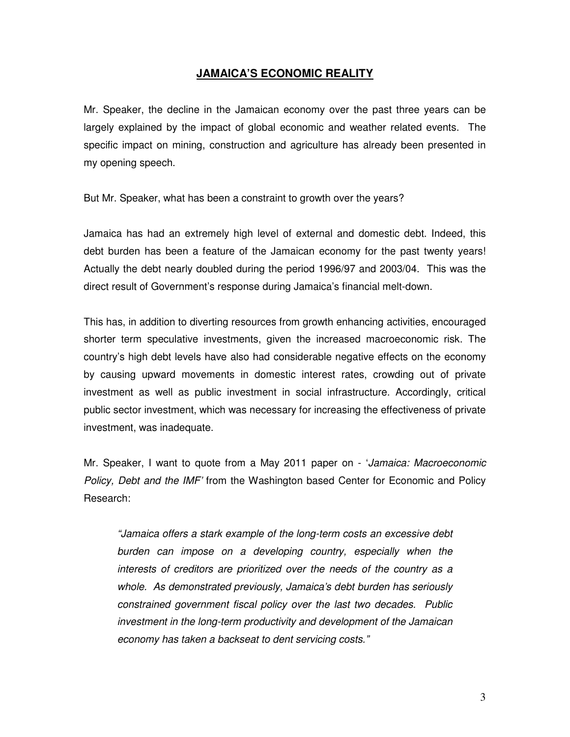## **JAMAICA'S ECONOMIC REALITY**

Mr. Speaker, the decline in the Jamaican economy over the past three years can be largely explained by the impact of global economic and weather related events. The specific impact on mining, construction and agriculture has already been presented in my opening speech.

But Mr. Speaker, what has been a constraint to growth over the years?

Jamaica has had an extremely high level of external and domestic debt. Indeed, this debt burden has been a feature of the Jamaican economy for the past twenty years! Actually the debt nearly doubled during the period 1996/97 and 2003/04. This was the direct result of Government's response during Jamaica's financial melt-down.

This has, in addition to diverting resources from growth enhancing activities, encouraged shorter term speculative investments, given the increased macroeconomic risk. The country's high debt levels have also had considerable negative effects on the economy by causing upward movements in domestic interest rates, crowding out of private investment as well as public investment in social infrastructure. Accordingly, critical public sector investment, which was necessary for increasing the effectiveness of private investment, was inadequate.

Mr. Speaker, I want to quote from a May 2011 paper on - '*Jamaica: Macroeconomic Policy, Debt and the IMF*' from the Washington based Center for Economic and Policy Research:

> *"Jamaica offers a stark example of the long-term costs an excessive debt burden can impose on a developing country, especially when the interests of creditors are prioritized over the needs of the country as a whole. As demonstrated previously, Jamaica's debt burden has seriously constrained government fiscal policy over the last two decades. Public investment in the long-term productivity and development of the Jamaican economy has taken a backseat to dent servicing costs."*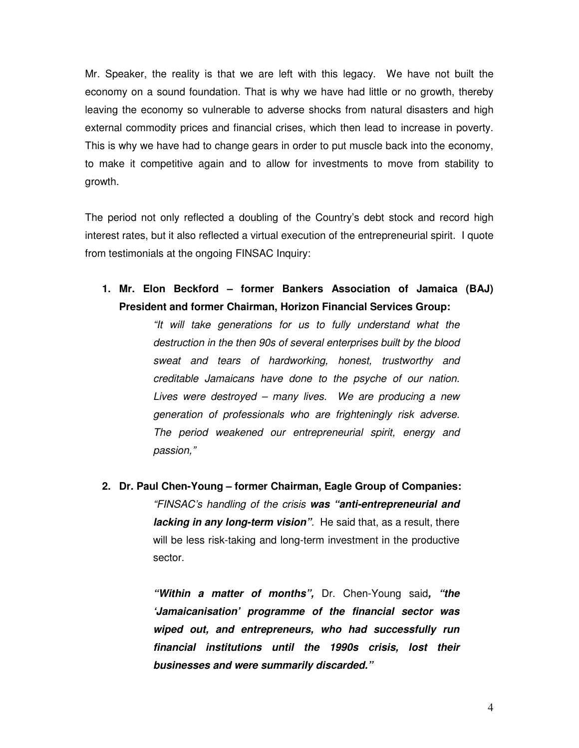Mr. Speaker, the reality is that we are left with this legacy. We have not built the economy on a sound foundation. That is why we have had little or no growth, thereby leaving the economy so vulnerable to adverse shocks from natural disasters and high external commodity prices and financial crises, which then lead to increase in poverty. This is why we have had to change gears in order to put muscle back into the economy, to make it competitive again and to allow for investments to move from stability to growth.

The period not only reflected a doubling of the Country's debt stock and record high interest rates, but it also reflected a virtual execution of the entrepreneurial spirit. I quote from testimonials at the ongoing FINSAC Inquiry:

1. **Mr. Elon Beckford – former Bankers Association of Jamaica (BAJ) President and former Chairman, Horizon Financial Services Group:**

   *"It will take generations for us to fully understand what the destruction in the then 90s of several enterprises built by the blood sweat and tears of hardworking, honest, trustworthy and creditable Jamaicans have done to the psyche of our nation. Lives were destroyed – many lives. We are producing a new generation of professionals who are frighteningly risk adverse. The period weakened our entrepreneurial spirit, energy and passion,"*

2. **Dr. Paul Chen-Young – former Chairman, Eagle Group of Companies:**

   *"FINSAC's handling of the crisis* ***was "anti-entrepreneurial and lacking in any long-term vision"***. He said that, as a result, there will be less risk-taking and long-term investment in the productive sector.

   ***"Within a matter of months",*** Dr. Chen-Young said***, "the 'Jamaicanisation' programme of the financial sector was wiped out, and entrepreneurs, who had successfully run financial institutions until the 1990s crisis, lost their businesses and were summarily discarded."***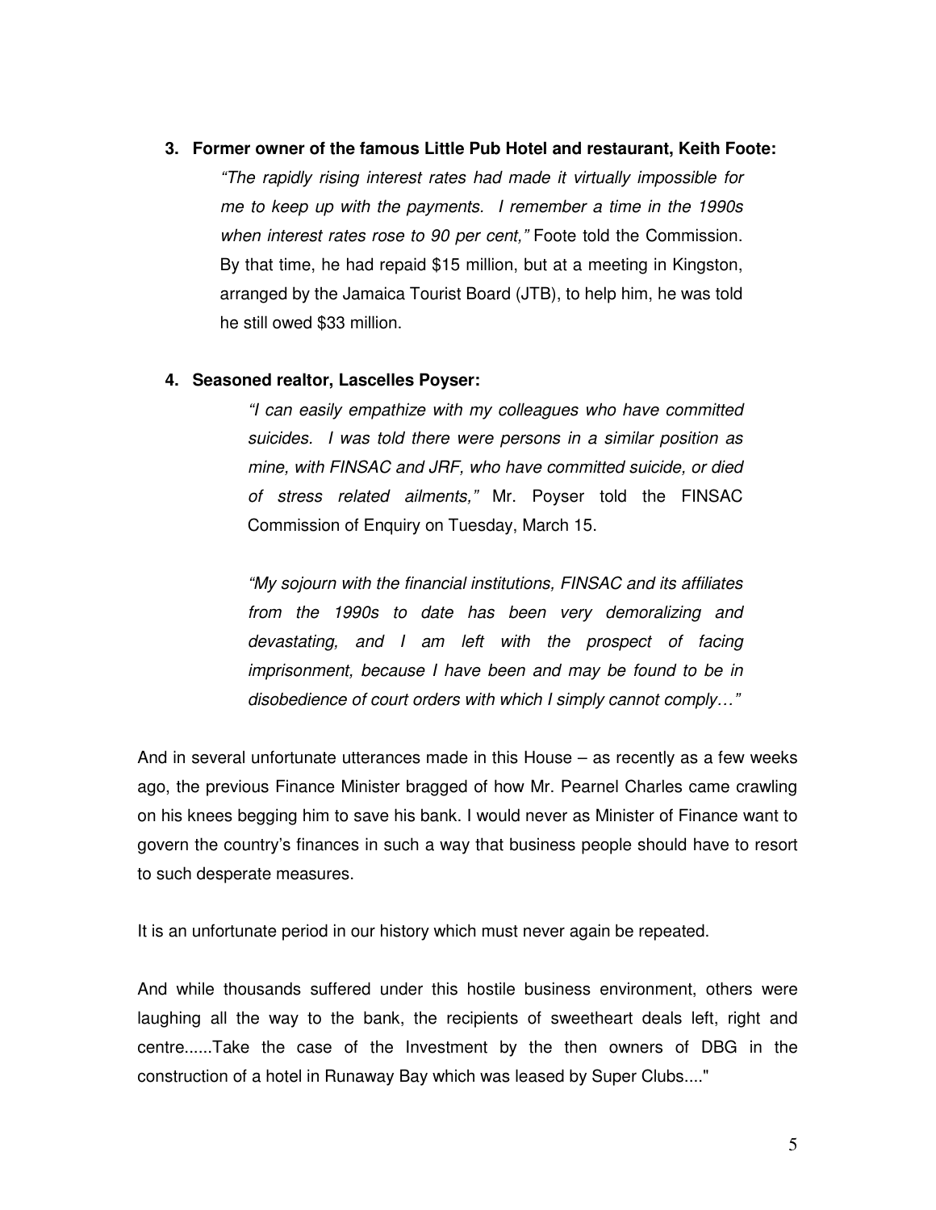3. **Former owner of the famous Little Pub Hotel and restaurant, Keith Foote:**

    *"The rapidly rising interest rates had made it virtually impossible for me to keep up with the payments. I remember a time in the 1990s when interest rates rose to 90 per cent,"* Foote told the Commission. By that time, he had repaid $15 million, but at a meeting in Kingston, arranged by the Jamaica Tourist Board (JTB), to help him, he was told he still owed $33 million.

4. **Seasoned realtor, Lascelles Poyser:**

    *"I can easily empathize with my colleagues who have committed suicides. I was told there were persons in a similar position as mine, with FINSAC and JRF, who have committed suicide, or died of stress related ailments,"* Mr. Poyser told the FINSAC Commission of Enquiry on Tuesday, March 15.

    *"My sojourn with the financial institutions, FINSAC and its affiliates from the 1990s to date has been very demoralizing and devastating, and I am left with the prospect of facing imprisonment, because I have been and may be found to be in disobedience of court orders with which I simply cannot comply…"*

And in several unfortunate utterances made in this House – as recently as a few weeks ago, the previous Finance Minister bragged of how Mr. Pearnel Charles came crawling on his knees begging him to save his bank. I would never as Minister of Finance want to govern the country's finances in such a way that business people should have to resort to such desperate measures.

It is an unfortunate period in our history which must never again be repeated.

And while thousands suffered under this hostile business environment, others were laughing all the way to the bank, the recipients of sweetheart deals left, right and centre......Take the case of the Investment by the then owners of DBG in the construction of a hotel in Runaway Bay which was leased by Super Clubs...."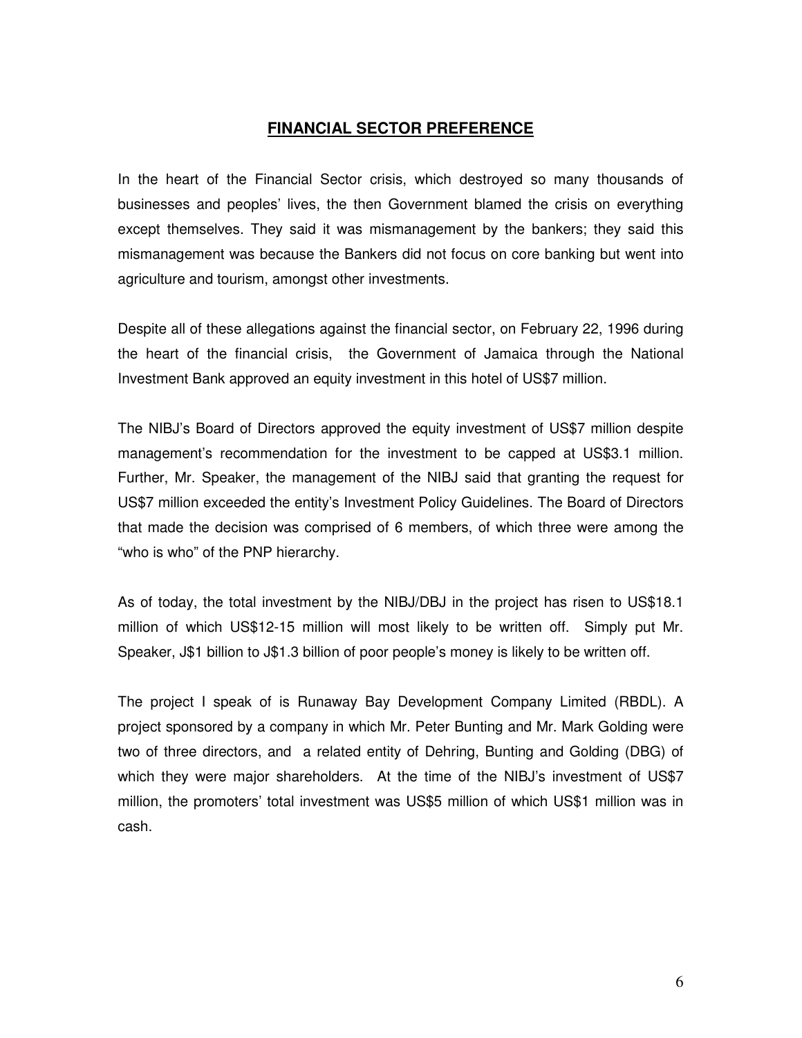## FINANCIAL SECTOR PREFERENCE

In the heart of the Financial Sector crisis, which destroyed so many thousands of businesses and peoples' lives, the then Government blamed the crisis on everything except themselves. They said it was mismanagement by the bankers; they said this mismanagement was because the Bankers did not focus on core banking but went into agriculture and tourism, amongst other investments.

Despite all of these allegations against the financial sector, on February 22, 1996 during the heart of the financial crisis, the Government of Jamaica through the National Investment Bank approved an equity investment in this hotel of US$7 million.

The NIBJ's Board of Directors approved the equity investment of US$7 million despite management's recommendation for the investment to be capped at US$3.1 million. Further, Mr. Speaker, the management of the NIBJ said that granting the request for US$7 million exceeded the entity's Investment Policy Guidelines. The Board of Directors that made the decision was comprised of 6 members, of which three were among the "who is who" of the PNP hierarchy.

As of today, the total investment by the NIBJ/DBJ in the project has risen to US$18.1 million of which US$12-15 million will most likely to be written off. Simply put Mr. Speaker, J$1 billion to J$1.3 billion of poor people's money is likely to be written off.

The project I speak of is Runaway Bay Development Company Limited (RBDL). A project sponsored by a company in which Mr. Peter Bunting and Mr. Mark Golding were two of three directors, and a related entity of Dehring, Bunting and Golding (DBG) of which they were major shareholders. At the time of the NIBJ's investment of US$7 million, the promoters' total investment was US$5 million of which US$1 million was in cash.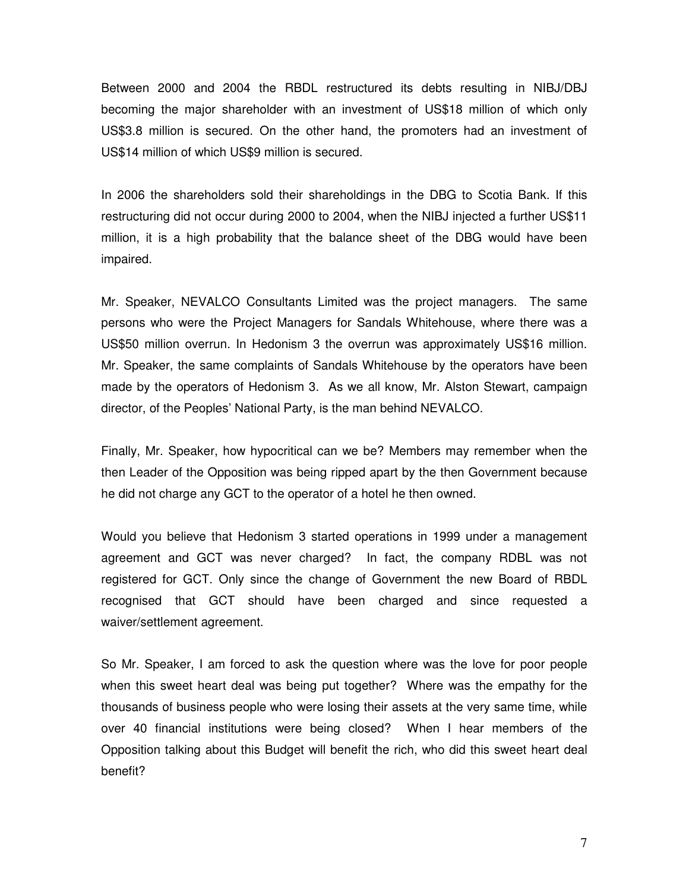Between 2000 and 2004 the RBDL restructured its debts resulting in NIBJ/DBJ becoming the major shareholder with an investment of US$18 million of which only US$3.8 million is secured. On the other hand, the promoters had an investment of US$14 million of which US$9 million is secured.

In 2006 the shareholders sold their shareholdings in the DBG to Scotia Bank. If this restructuring did not occur during 2000 to 2004, when the NIBJ injected a further US$11 million, it is a high probability that the balance sheet of the DBG would have been impaired.

Mr. Speaker, NEVALCO Consultants Limited was the project managers. The same persons who were the Project Managers for Sandals Whitehouse, where there was a US$50 million overrun. In Hedonism 3 the overrun was approximately US$16 million. Mr. Speaker, the same complaints of Sandals Whitehouse by the operators have been made by the operators of Hedonism 3. As we all know, Mr. Alston Stewart, campaign director, of the Peoples' National Party, is the man behind NEVALCO.

Finally, Mr. Speaker, how hypocritical can we be? Members may remember when the then Leader of the Opposition was being ripped apart by the then Government because he did not charge any GCT to the operator of a hotel he then owned.

Would you believe that Hedonism 3 started operations in 1999 under a management agreement and GCT was never charged? In fact, the company RDBL was not registered for GCT. Only since the change of Government the new Board of RBDL recognised that GCT should have been charged and since requested a waiver/settlement agreement.

So Mr. Speaker, I am forced to ask the question where was the love for poor people when this sweet heart deal was being put together? Where was the empathy for the thousands of business people who were losing their assets at the very same time, while over 40 financial institutions were being closed? When I hear members of the Opposition talking about this Budget will benefit the rich, who did this sweet heart deal benefit?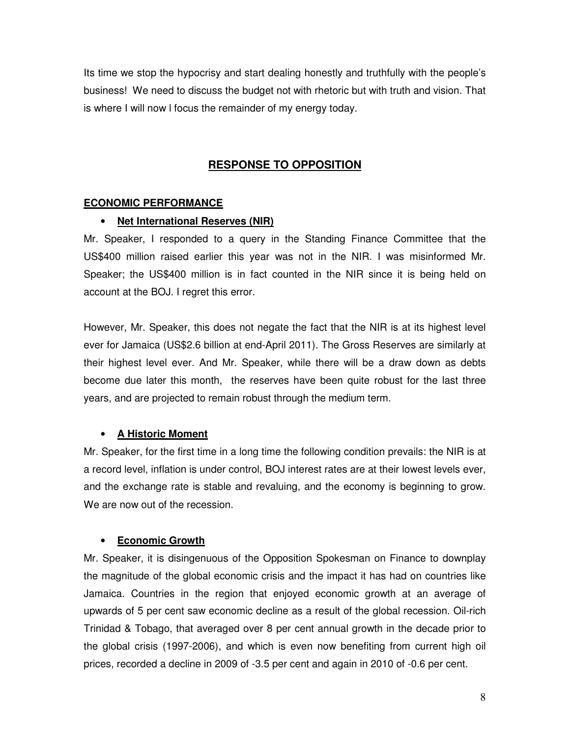Its time we stop the hypocrisy and start dealing honestly and truthfully with the people's business! We need to discuss the budget not with rhetoric but with truth and vision. That is where I will now l focus the remainder of my energy today.

## RESPONSE TO OPPOSITION

### ECONOMIC PERFORMANCE

- **Net International Reserves (NIR)**

Mr. Speaker, I responded to a query in the Standing Finance Committee that the US$400 million raised earlier this year was not in the NIR. I was misinformed Mr. Speaker; the US$400 million is in fact counted in the NIR since it is being held on account at the BOJ. I regret this error.

However, Mr. Speaker, this does not negate the fact that the NIR is at its highest level ever for Jamaica (US$2.6 billion at end-April 2011). The Gross Reserves are similarly at their highest level ever. And Mr. Speaker, while there will be a draw down as debts become due later this month, the reserves have been quite robust for the last three years, and are projected to remain robust through the medium term.

- **A Historic Moment**

Mr. Speaker, for the first time in a long time the following condition prevails: the NIR is at a record level, inflation is under control, BOJ interest rates are at their lowest levels ever, and the exchange rate is stable and revaluing, and the economy is beginning to grow. We are now out of the recession.

- **Economic Growth**

Mr. Speaker, it is disingenuous of the Opposition Spokesman on Finance to downplay the magnitude of the global economic crisis and the impact it has had on countries like Jamaica. Countries in the region that enjoyed economic growth at an average of upwards of 5 per cent saw economic decline as a result of the global recession. Oil-rich Trinidad & Tobago, that averaged over 8 per cent annual growth in the decade prior to the global crisis (1997-2006), and which is even now benefiting from current high oil prices, recorded a decline in 2009 of -3.5 per cent and again in 2010 of -0.6 per cent.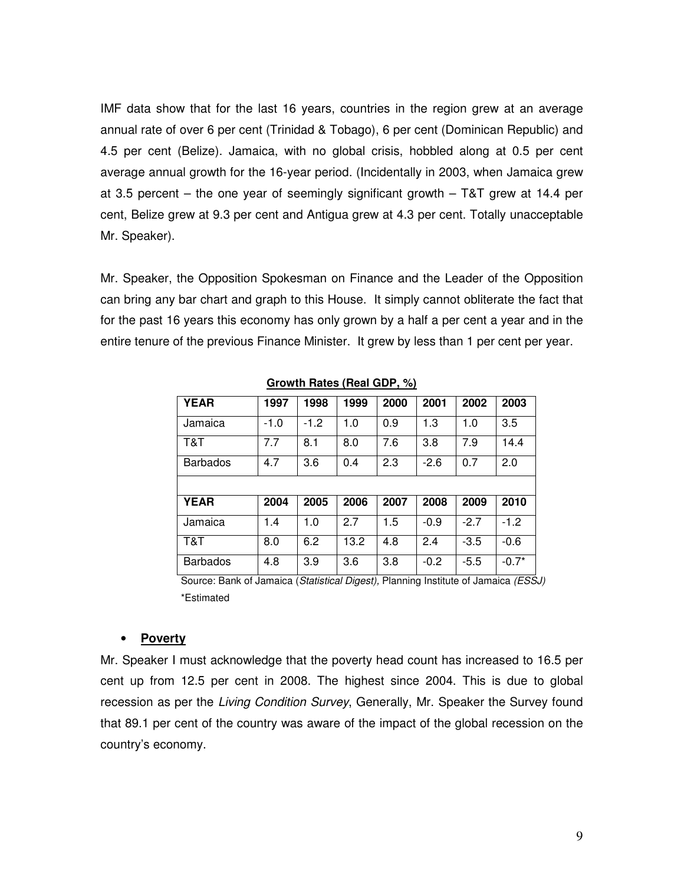IMF data show that for the last 16 years, countries in the region grew at an average annual rate of over 6 per cent (Trinidad & Tobago), 6 per cent (Dominican Republic) and 4.5 per cent (Belize). Jamaica, with no global crisis, hobbled along at 0.5 per cent average annual growth for the 16-year period. (Incidentally in 2003, when Jamaica grew at 3.5 percent – the one year of seemingly significant growth – T&T grew at 14.4 per cent, Belize grew at 9.3 per cent and Antigua grew at 4.3 per cent. Totally unacceptable Mr. Speaker).

Mr. Speaker, the Opposition Spokesman on Finance and the Leader of the Opposition can bring any bar chart and graph to this House. It simply cannot obliterate the fact that for the past 16 years this economy has only grown by a half a per cent a year and in the entire tenure of the previous Finance Minister. It grew by less than 1 per cent per year.

**Growth Rates (Real GDP, %)**

| YEAR | 1997 | 1998 | 1999 | 2000 | 2001 | 2002 | 2003 |
|---|---|---|---|---|---|---|---|
| Jamaica | -1.0 | -1.2 | 1.0 | 0.9 | 1.3 | 1.0 | 3.5 |
| T&T | 7.7 | 8.1 | 8.0 | 7.6 | 3.8 | 7.9 | 14.4 |
| Barbados | 4.7 | 3.6 | 0.4 | 2.3 | -2.6 | 0.7 | 2.0 |
| | | | | | | | |
| **YEAR** | **2004** | **2005** | **2006** | **2007** | **2008** | **2009** | **2010** |
| Jamaica | 1.4 | 1.0 | 2.7 | 1.5 | -0.9 | -2.7 | -1.2 |
| T&T | 8.0 | 6.2 | 13.2 | 4.8 | 2.4 | -3.5 | -0.6 |
| Barbados | 4.8 | 3.9 | 3.6 | 3.8 | -0.2 | -5.5 | -0.7* |

Source: Bank of Jamaica (*Statistical Digest*), Planning Institute of Jamaica *(ESSJ)*
*Estimated

- **Poverty**

Mr. Speaker I must acknowledge that the poverty head count has increased to 16.5 per cent up from 12.5 per cent in 2008. The highest since 2004. This is due to global recession as per the *Living Condition Survey*, Generally, Mr. Speaker the Survey found that 89.1 per cent of the country was aware of the impact of the global recession on the country's economy.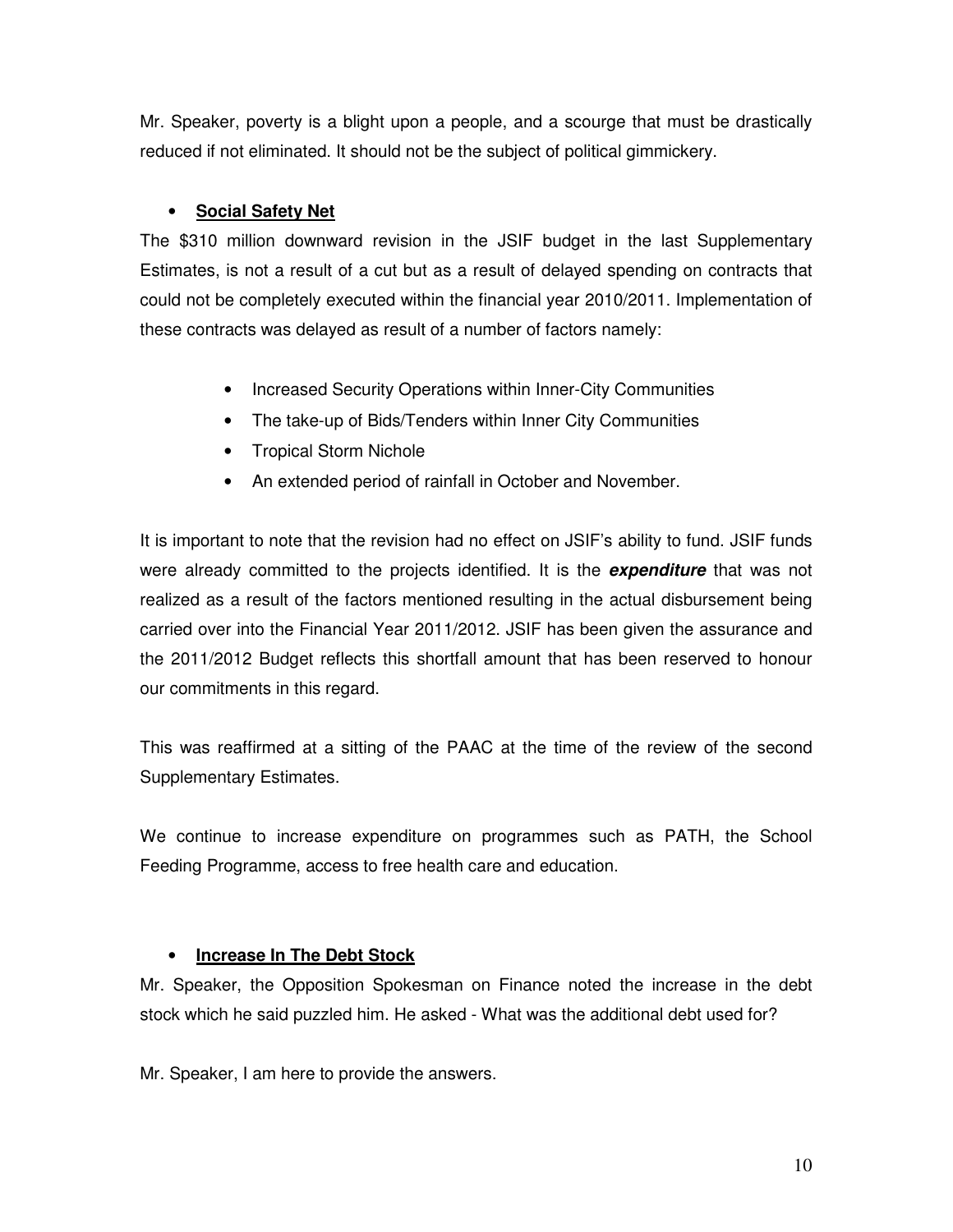Mr. Speaker, poverty is a blight upon a people, and a scourge that must be drastically reduced if not eliminated. It should not be the subject of political gimmickery.

- **Social Safety Net**

The $310 million downward revision in the JSIF budget in the last Supplementary Estimates, is not a result of a cut but as a result of delayed spending on contracts that could not be completely executed within the financial year 2010/2011. Implementation of these contracts was delayed as result of a number of factors namely:

- Increased Security Operations within Inner-City Communities
- The take-up of Bids/Tenders within Inner City Communities
- Tropical Storm Nichole
- An extended period of rainfall in October and November.

It is important to note that the revision had no effect on JSIF's ability to fund. JSIF funds were already committed to the projects identified. It is the ***expenditure*** that was not realized as a result of the factors mentioned resulting in the actual disbursement being carried over into the Financial Year 2011/2012. JSIF has been given the assurance and the 2011/2012 Budget reflects this shortfall amount that has been reserved to honour our commitments in this regard.

This was reaffirmed at a sitting of the PAAC at the time of the review of the second Supplementary Estimates.

We continue to increase expenditure on programmes such as PATH, the School Feeding Programme, access to free health care and education.

- **Increase In The Debt Stock**

Mr. Speaker, the Opposition Spokesman on Finance noted the increase in the debt stock which he said puzzled him. He asked - What was the additional debt used for?

Mr. Speaker, I am here to provide the answers.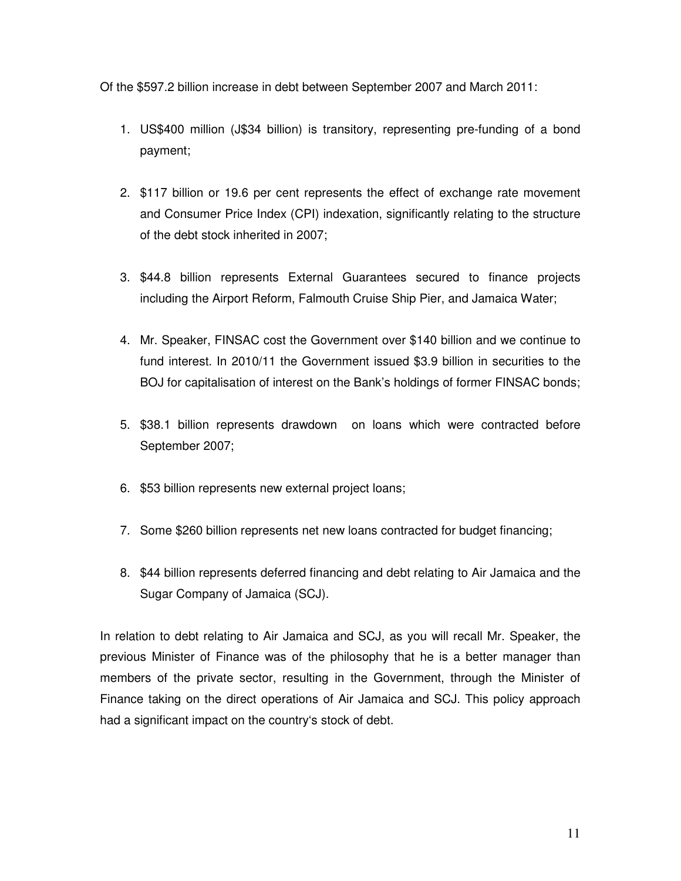Of the $597.2 billion increase in debt between September 2007 and March 2011:

1. US$400 million (J$34 billion) is transitory, representing pre-funding of a bond payment;

2. $117 billion or 19.6 per cent represents the effect of exchange rate movement and Consumer Price Index (CPI) indexation, significantly relating to the structure of the debt stock inherited in 2007;

3. $44.8 billion represents External Guarantees secured to finance projects including the Airport Reform, Falmouth Cruise Ship Pier, and Jamaica Water;

4. Mr. Speaker, FINSAC cost the Government over $140 billion and we continue to fund interest. In 2010/11 the Government issued $3.9 billion in securities to the BOJ for capitalisation of interest on the Bank's holdings of former FINSAC bonds;

5. $38.1 billion represents drawdown on loans which were contracted before September 2007;

6. $53 billion represents new external project loans;

7. Some $260 billion represents net new loans contracted for budget financing;

8. $44 billion represents deferred financing and debt relating to Air Jamaica and the Sugar Company of Jamaica (SCJ).

In relation to debt relating to Air Jamaica and SCJ, as you will recall Mr. Speaker, the previous Minister of Finance was of the philosophy that he is a better manager than members of the private sector, resulting in the Government, through the Minister of Finance taking on the direct operations of Air Jamaica and SCJ. This policy approach had a significant impact on the country's stock of debt.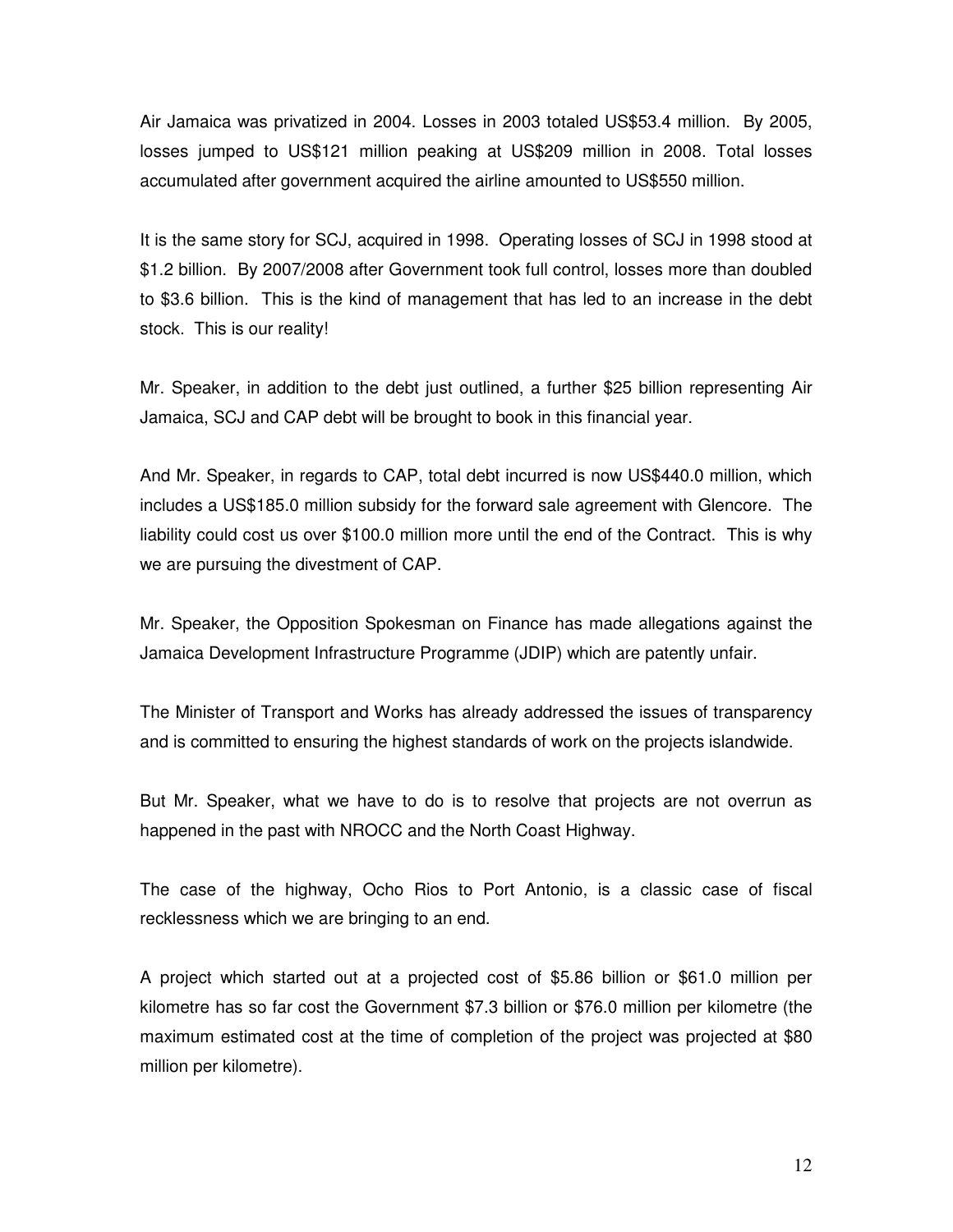Air Jamaica was privatized in 2004. Losses in 2003 totaled US$53.4 million. By 2005, losses jumped to US$121 million peaking at US$209 million in 2008. Total losses accumulated after government acquired the airline amounted to US$550 million.

It is the same story for SCJ, acquired in 1998. Operating losses of SCJ in 1998 stood at $1.2 billion. By 2007/2008 after Government took full control, losses more than doubled to $3.6 billion. This is the kind of management that has led to an increase in the debt stock. This is our reality!

Mr. Speaker, in addition to the debt just outlined, a further $25 billion representing Air Jamaica, SCJ and CAP debt will be brought to book in this financial year.

And Mr. Speaker, in regards to CAP, total debt incurred is now US$440.0 million, which includes a US$185.0 million subsidy for the forward sale agreement with Glencore. The liability could cost us over $100.0 million more until the end of the Contract. This is why we are pursuing the divestment of CAP.

Mr. Speaker, the Opposition Spokesman on Finance has made allegations against the Jamaica Development Infrastructure Programme (JDIP) which are patently unfair.

The Minister of Transport and Works has already addressed the issues of transparency and is committed to ensuring the highest standards of work on the projects islandwide.

But Mr. Speaker, what we have to do is to resolve that projects are not overrun as happened in the past with NROCC and the North Coast Highway.

The case of the highway, Ocho Rios to Port Antonio, is a classic case of fiscal recklessness which we are bringing to an end.

A project which started out at a projected cost of $5.86 billion or $61.0 million per kilometre has so far cost the Government $7.3 billion or $76.0 million per kilometre (the maximum estimated cost at the time of completion of the project was projected at $80 million per kilometre).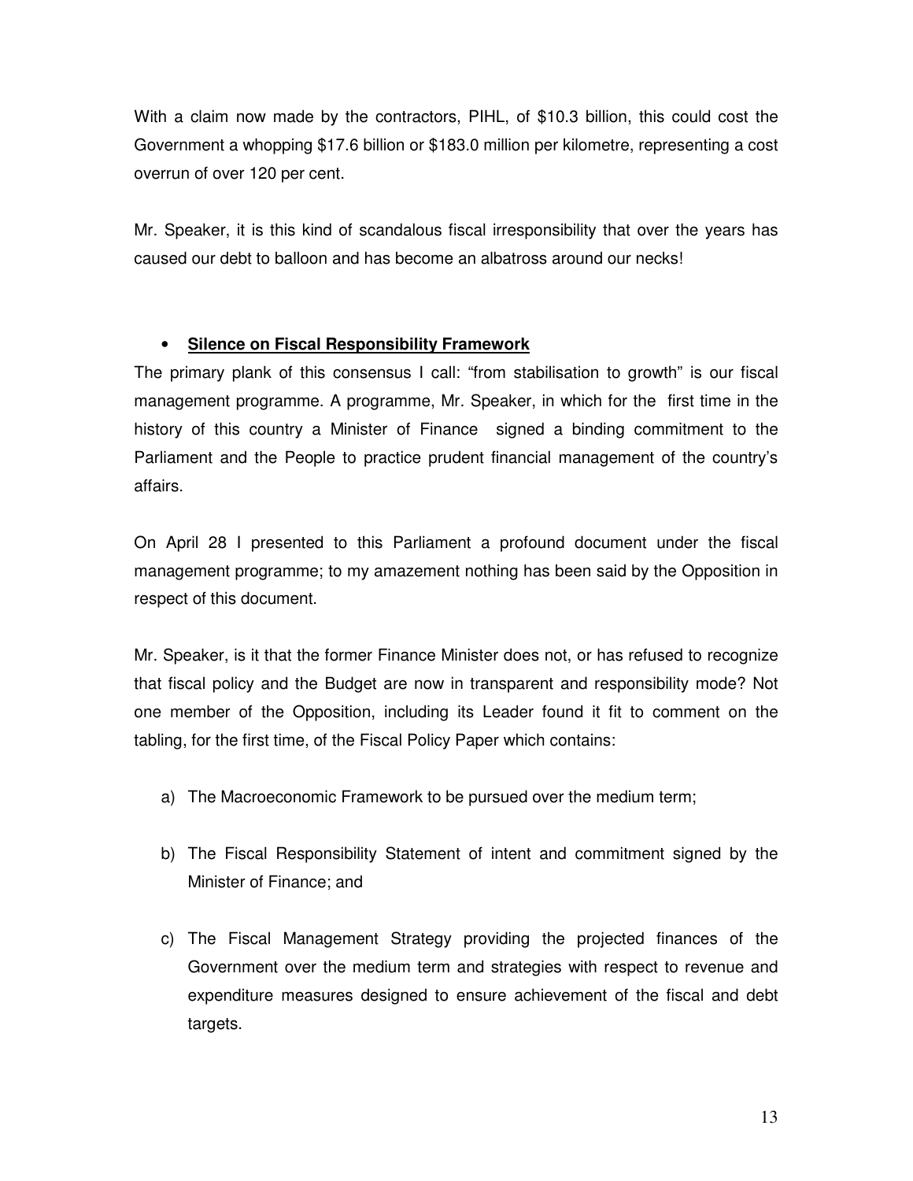With a claim now made by the contractors, PIHL, of $10.3 billion, this could cost the Government a whopping $17.6 billion or $183.0 million per kilometre, representing a cost overrun of over 120 per cent.

Mr. Speaker, it is this kind of scandalous fiscal irresponsibility that over the years has caused our debt to balloon and has become an albatross around our necks!

- **<u>Silence on Fiscal Responsibility Framework</u>**

The primary plank of this consensus I call: "from stabilisation to growth" is our fiscal management programme. A programme, Mr. Speaker, in which for the first time in the history of this country a Minister of Finance signed a binding commitment to the Parliament and the People to practice prudent financial management of the country's affairs.

On April 28 I presented to this Parliament a profound document under the fiscal management programme; to my amazement nothing has been said by the Opposition in respect of this document.

Mr. Speaker, is it that the former Finance Minister does not, or has refused to recognize that fiscal policy and the Budget are now in transparent and responsibility mode? Not one member of the Opposition, including its Leader found it fit to comment on the tabling, for the first time, of the Fiscal Policy Paper which contains:

a) The Macroeconomic Framework to be pursued over the medium term;

b) The Fiscal Responsibility Statement of intent and commitment signed by the Minister of Finance; and

c) The Fiscal Management Strategy providing the projected finances of the Government over the medium term and strategies with respect to revenue and expenditure measures designed to ensure achievement of the fiscal and debt targets.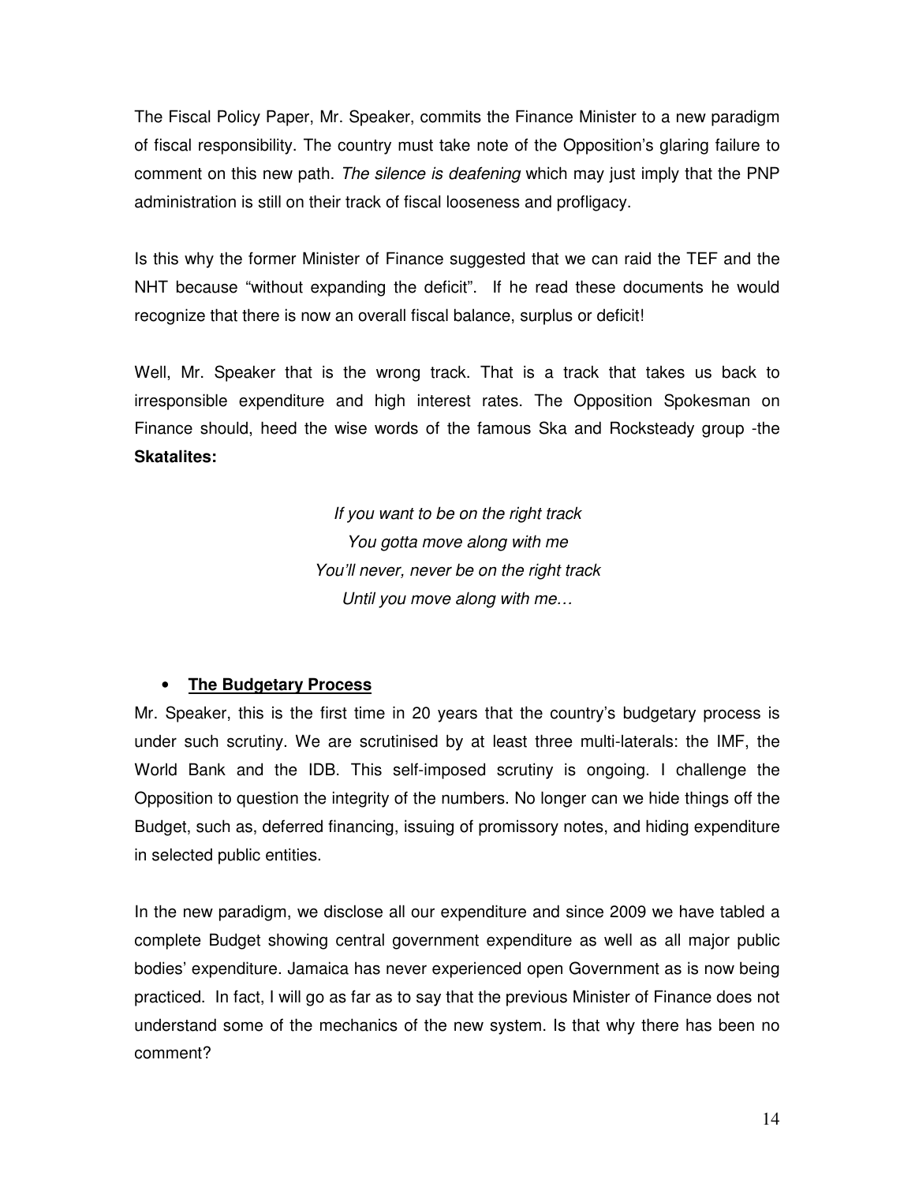The Fiscal Policy Paper, Mr. Speaker, commits the Finance Minister to a new paradigm of fiscal responsibility. The country must take note of the Opposition's glaring failure to comment on this new path. *The silence is deafening* which may just imply that the PNP administration is still on their track of fiscal looseness and profligacy.

Is this why the former Minister of Finance suggested that we can raid the TEF and the NHT because "without expanding the deficit". If he read these documents he would recognize that there is now an overall fiscal balance, surplus or deficit!

Well, Mr. Speaker that is the wrong track. That is a track that takes us back to irresponsible expenditure and high interest rates. The Opposition Spokesman on Finance should, heed the wise words of the famous Ska and Rocksteady group -the **Skatalites:**

*If you want to be on the right track*
*You gotta move along with me*
*You'll never, never be on the right track*
*Until you move along with me…*

- **The Budgetary Process**

Mr. Speaker, this is the first time in 20 years that the country's budgetary process is under such scrutiny. We are scrutinised by at least three multi-laterals: the IMF, the World Bank and the IDB. This self-imposed scrutiny is ongoing. I challenge the Opposition to question the integrity of the numbers. No longer can we hide things off the Budget, such as, deferred financing, issuing of promissory notes, and hiding expenditure in selected public entities.

In the new paradigm, we disclose all our expenditure and since 2009 we have tabled a complete Budget showing central government expenditure as well as all major public bodies' expenditure. Jamaica has never experienced open Government as is now being practiced. In fact, I will go as far as to say that the previous Minister of Finance does not understand some of the mechanics of the new system. Is that why there has been no comment?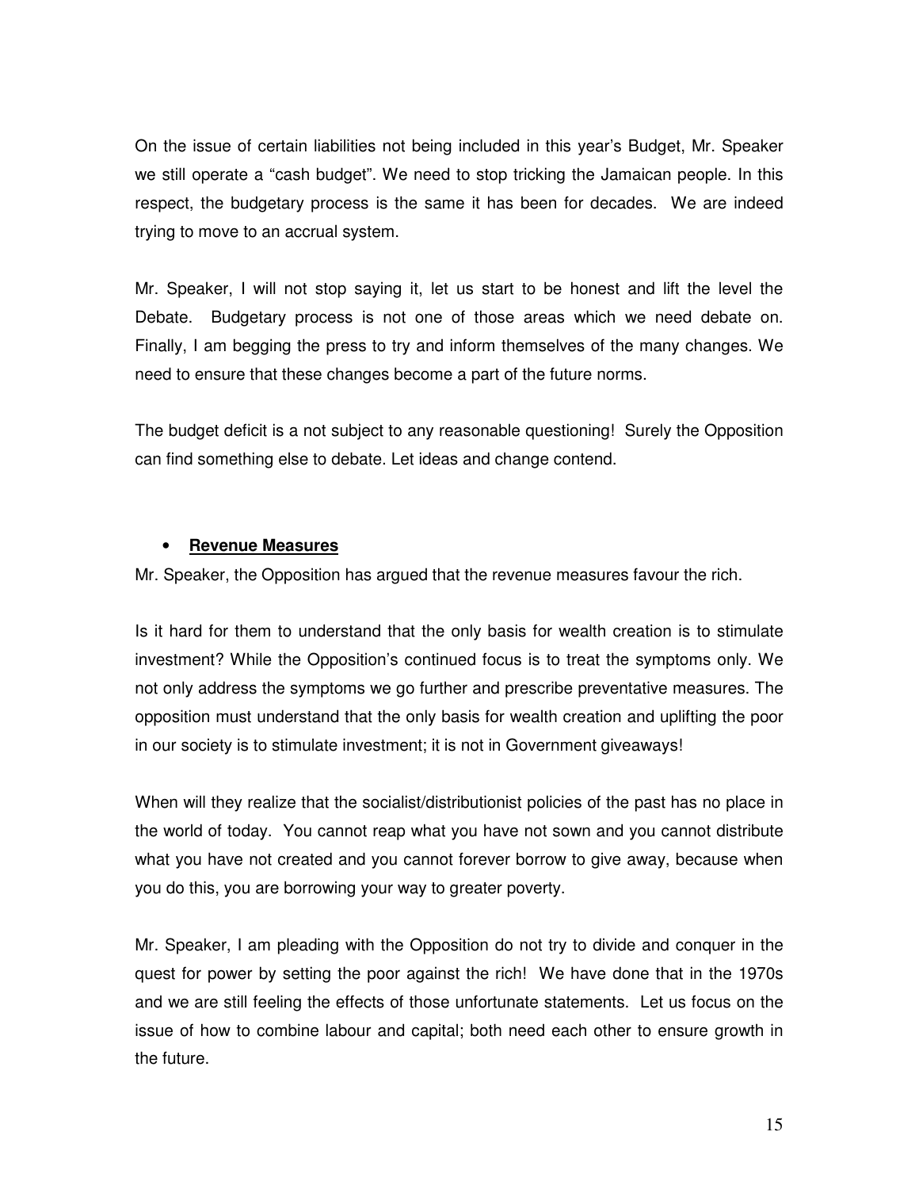On the issue of certain liabilities not being included in this year's Budget, Mr. Speaker we still operate a "cash budget". We need to stop tricking the Jamaican people. In this respect, the budgetary process is the same it has been for decades. We are indeed trying to move to an accrual system.

Mr. Speaker, I will not stop saying it, let us start to be honest and lift the level the Debate. Budgetary process is not one of those areas which we need debate on. Finally, I am begging the press to try and inform themselves of the many changes. We need to ensure that these changes become a part of the future norms.

The budget deficit is a not subject to any reasonable questioning! Surely the Opposition can find something else to debate. Let ideas and change contend.

- **<u>Revenue Measures</u>**

Mr. Speaker, the Opposition has argued that the revenue measures favour the rich.

Is it hard for them to understand that the only basis for wealth creation is to stimulate investment? While the Opposition's continued focus is to treat the symptoms only. We not only address the symptoms we go further and prescribe preventative measures. The opposition must understand that the only basis for wealth creation and uplifting the poor in our society is to stimulate investment; it is not in Government giveaways!

When will they realize that the socialist/distributionist policies of the past has no place in the world of today. You cannot reap what you have not sown and you cannot distribute what you have not created and you cannot forever borrow to give away, because when you do this, you are borrowing your way to greater poverty.

Mr. Speaker, I am pleading with the Opposition do not try to divide and conquer in the quest for power by setting the poor against the rich! We have done that in the 1970s and we are still feeling the effects of those unfortunate statements. Let us focus on the issue of how to combine labour and capital; both need each other to ensure growth in the future.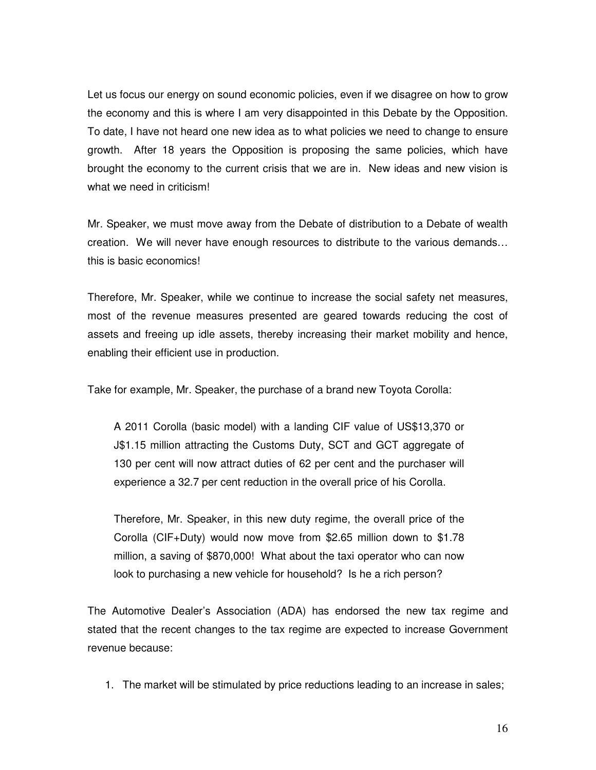Let us focus our energy on sound economic policies, even if we disagree on how to grow the economy and this is where I am very disappointed in this Debate by the Opposition. To date, I have not heard one new idea as to what policies we need to change to ensure growth. After 18 years the Opposition is proposing the same policies, which have brought the economy to the current crisis that we are in. New ideas and new vision is what we need in criticism!

Mr. Speaker, we must move away from the Debate of distribution to a Debate of wealth creation. We will never have enough resources to distribute to the various demands… this is basic economics!

Therefore, Mr. Speaker, while we continue to increase the social safety net measures, most of the revenue measures presented are geared towards reducing the cost of assets and freeing up idle assets, thereby increasing their market mobility and hence, enabling their efficient use in production.

Take for example, Mr. Speaker, the purchase of a brand new Toyota Corolla:

> A 2011 Corolla (basic model) with a landing CIF value of US$13,370 or J$1.15 million attracting the Customs Duty, SCT and GCT aggregate of 130 per cent will now attract duties of 62 per cent and the purchaser will experience a 32.7 per cent reduction in the overall price of his Corolla.
>
> Therefore, Mr. Speaker, in this new duty regime, the overall price of the Corolla (CIF+Duty) would now move from $2.65 million down to $1.78 million, a saving of $870,000! What about the taxi operator who can now look to purchasing a new vehicle for household? Is he a rich person?

The Automotive Dealer's Association (ADA) has endorsed the new tax regime and stated that the recent changes to the tax regime are expected to increase Government revenue because:

1. The market will be stimulated by price reductions leading to an increase in sales;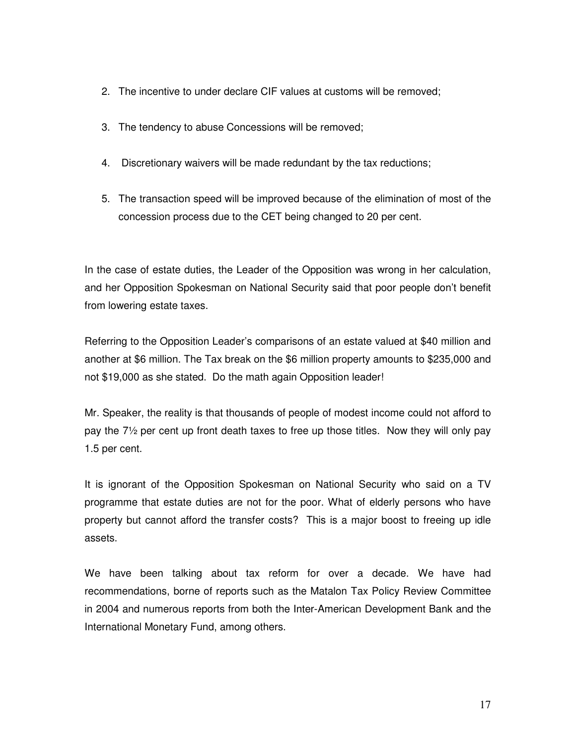2. The incentive to under declare CIF values at customs will be removed;

3. The tendency to abuse Concessions will be removed;

4. Discretionary waivers will be made redundant by the tax reductions;

5. The transaction speed will be improved because of the elimination of most of the concession process due to the CET being changed to 20 per cent.

In the case of estate duties, the Leader of the Opposition was wrong in her calculation, and her Opposition Spokesman on National Security said that poor people don't benefit from lowering estate taxes.

Referring to the Opposition Leader's comparisons of an estate valued at $40 million and another at $6 million. The Tax break on the $6 million property amounts to $235,000 and not $19,000 as she stated. Do the math again Opposition leader!

Mr. Speaker, the reality is that thousands of people of modest income could not afford to pay the 7½ per cent up front death taxes to free up those titles. Now they will only pay 1.5 per cent.

It is ignorant of the Opposition Spokesman on National Security who said on a TV programme that estate duties are not for the poor. What of elderly persons who have property but cannot afford the transfer costs? This is a major boost to freeing up idle assets.

We have been talking about tax reform for over a decade. We have had recommendations, borne of reports such as the Matalon Tax Policy Review Committee in 2004 and numerous reports from both the Inter-American Development Bank and the International Monetary Fund, among others.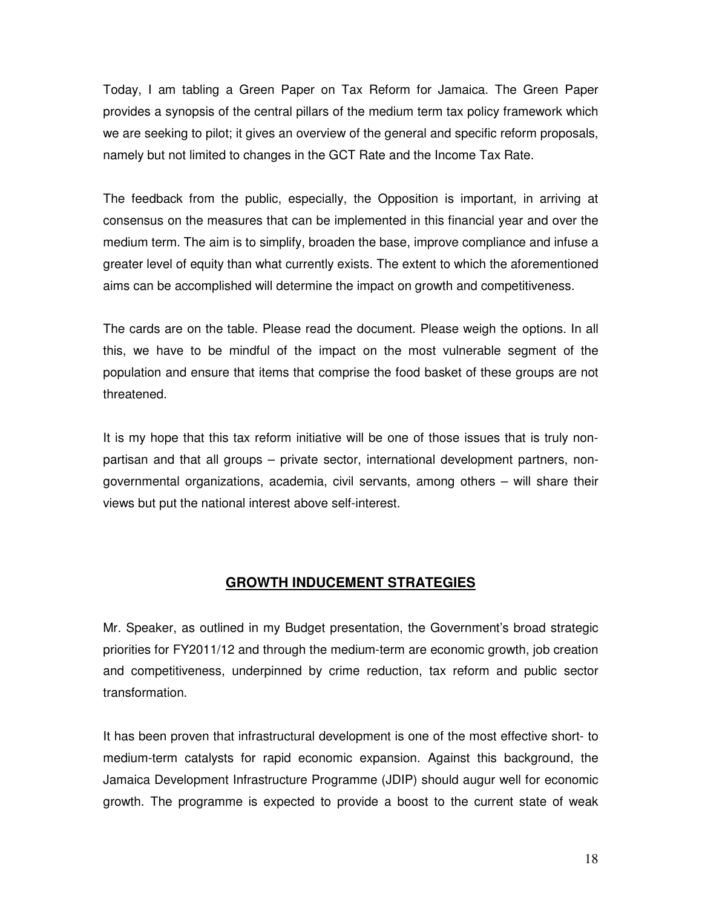Today, I am tabling a Green Paper on Tax Reform for Jamaica. The Green Paper provides a synopsis of the central pillars of the medium term tax policy framework which we are seeking to pilot; it gives an overview of the general and specific reform proposals, namely but not limited to changes in the GCT Rate and the Income Tax Rate.

The feedback from the public, especially, the Opposition is important, in arriving at consensus on the measures that can be implemented in this financial year and over the medium term. The aim is to simplify, broaden the base, improve compliance and infuse a greater level of equity than what currently exists. The extent to which the aforementioned aims can be accomplished will determine the impact on growth and competitiveness.

The cards are on the table. Please read the document. Please weigh the options. In all this, we have to be mindful of the impact on the most vulnerable segment of the population and ensure that items that comprise the food basket of these groups are not threatened.

It is my hope that this tax reform initiative will be one of those issues that is truly non-partisan and that all groups – private sector, international development partners, non-governmental organizations, academia, civil servants, among others – will share their views but put the national interest above self-interest.

## GROWTH INDUCEMENT STRATEGIES

Mr. Speaker, as outlined in my Budget presentation, the Government's broad strategic priorities for FY2011/12 and through the medium-term are economic growth, job creation and competitiveness, underpinned by crime reduction, tax reform and public sector transformation.

It has been proven that infrastructural development is one of the most effective short- to medium-term catalysts for rapid economic expansion. Against this background, the Jamaica Development Infrastructure Programme (JDIP) should augur well for economic growth. The programme is expected to provide a boost to the current state of weak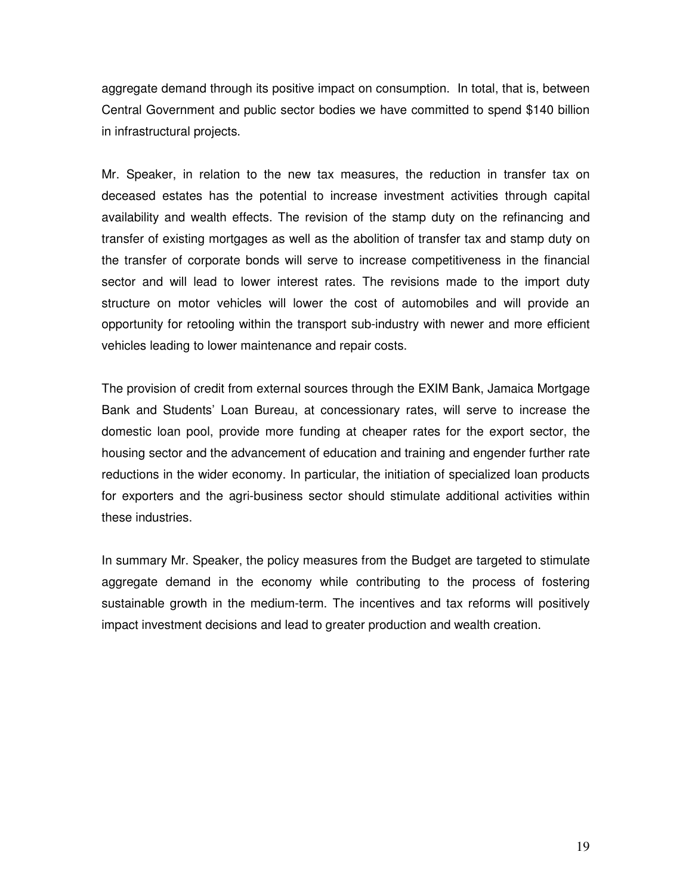aggregate demand through its positive impact on consumption. In total, that is, between Central Government and public sector bodies we have committed to spend $140 billion in infrastructural projects.

Mr. Speaker, in relation to the new tax measures, the reduction in transfer tax on deceased estates has the potential to increase investment activities through capital availability and wealth effects. The revision of the stamp duty on the refinancing and transfer of existing mortgages as well as the abolition of transfer tax and stamp duty on the transfer of corporate bonds will serve to increase competitiveness in the financial sector and will lead to lower interest rates. The revisions made to the import duty structure on motor vehicles will lower the cost of automobiles and will provide an opportunity for retooling within the transport sub-industry with newer and more efficient vehicles leading to lower maintenance and repair costs.

The provision of credit from external sources through the EXIM Bank, Jamaica Mortgage Bank and Students' Loan Bureau, at concessionary rates, will serve to increase the domestic loan pool, provide more funding at cheaper rates for the export sector, the housing sector and the advancement of education and training and engender further rate reductions in the wider economy. In particular, the initiation of specialized loan products for exporters and the agri-business sector should stimulate additional activities within these industries.

In summary Mr. Speaker, the policy measures from the Budget are targeted to stimulate aggregate demand in the economy while contributing to the process of fostering sustainable growth in the medium-term. The incentives and tax reforms will positively impact investment decisions and lead to greater production and wealth creation.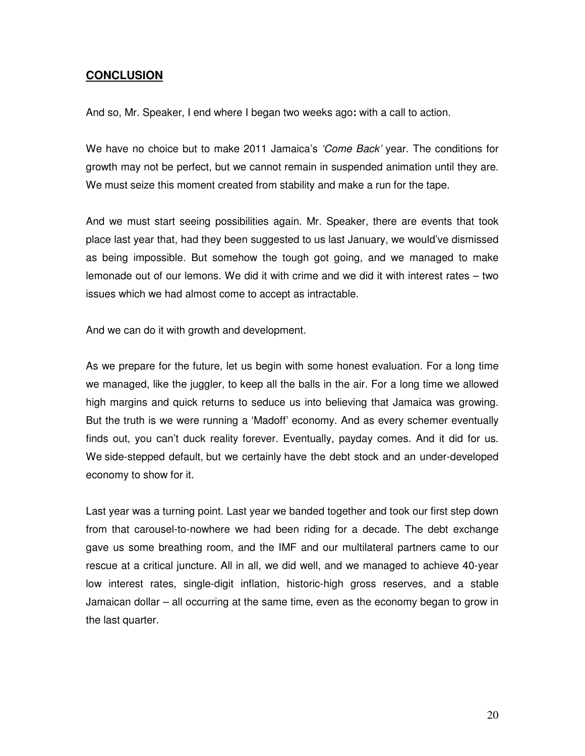## **CONCLUSION**

And so, Mr. Speaker, I end where I began two weeks ago**:** with a call to action.

We have no choice but to make 2011 Jamaica's *'Come Back'* year. The conditions for growth may not be perfect, but we cannot remain in suspended animation until they are. We must seize this moment created from stability and make a run for the tape.

And we must start seeing possibilities again. Mr. Speaker, there are events that took place last year that, had they been suggested to us last January, we would've dismissed as being impossible. But somehow the tough got going, and we managed to make lemonade out of our lemons. We did it with crime and we did it with interest rates – two issues which we had almost come to accept as intractable.

And we can do it with growth and development.

As we prepare for the future, let us begin with some honest evaluation. For a long time we managed, like the juggler, to keep all the balls in the air. For a long time we allowed high margins and quick returns to seduce us into believing that Jamaica was growing. But the truth is we were running a 'Madoff' economy. And as every schemer eventually finds out, you can't duck reality forever. Eventually, payday comes. And it did for us. We side-stepped default, but we certainly have the debt stock and an under-developed economy to show for it.

Last year was a turning point. Last year we banded together and took our first step down from that carousel-to-nowhere we had been riding for a decade. The debt exchange gave us some breathing room, and the IMF and our multilateral partners came to our rescue at a critical juncture. All in all, we did well, and we managed to achieve 40-year low interest rates, single-digit inflation, historic-high gross reserves, and a stable Jamaican dollar – all occurring at the same time, even as the economy began to grow in the last quarter.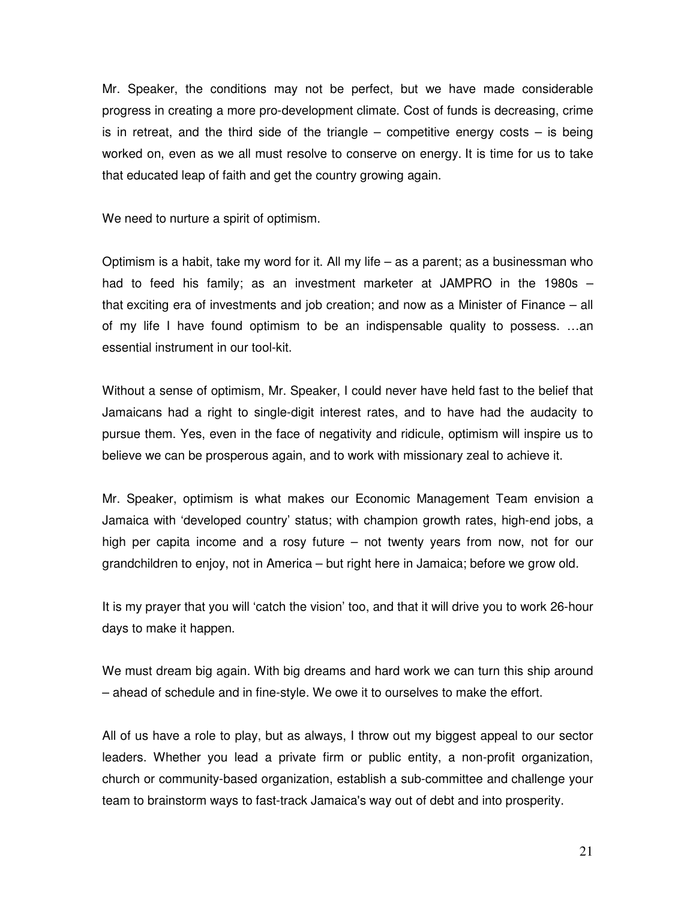Mr. Speaker, the conditions may not be perfect, but we have made considerable progress in creating a more pro-development climate. Cost of funds is decreasing, crime is in retreat, and the third side of the triangle – competitive energy costs – is being worked on, even as we all must resolve to conserve on energy. It is time for us to take that educated leap of faith and get the country growing again.

We need to nurture a spirit of optimism.

Optimism is a habit, take my word for it. All my life – as a parent; as a businessman who had to feed his family; as an investment marketer at JAMPRO in the 1980s – that exciting era of investments and job creation; and now as a Minister of Finance – all of my life I have found optimism to be an indispensable quality to possess. …an essential instrument in our tool-kit.

Without a sense of optimism, Mr. Speaker, I could never have held fast to the belief that Jamaicans had a right to single-digit interest rates, and to have had the audacity to pursue them. Yes, even in the face of negativity and ridicule, optimism will inspire us to believe we can be prosperous again, and to work with missionary zeal to achieve it.

Mr. Speaker, optimism is what makes our Economic Management Team envision a Jamaica with 'developed country' status; with champion growth rates, high-end jobs, a high per capita income and a rosy future – not twenty years from now, not for our grandchildren to enjoy, not in America – but right here in Jamaica; before we grow old.

It is my prayer that you will 'catch the vision' too, and that it will drive you to work 26-hour days to make it happen.

We must dream big again. With big dreams and hard work we can turn this ship around – ahead of schedule and in fine-style. We owe it to ourselves to make the effort.

All of us have a role to play, but as always, I throw out my biggest appeal to our sector leaders. Whether you lead a private firm or public entity, a non-profit organization, church or community-based organization, establish a sub-committee and challenge your team to brainstorm ways to fast-track Jamaica's way out of debt and into prosperity.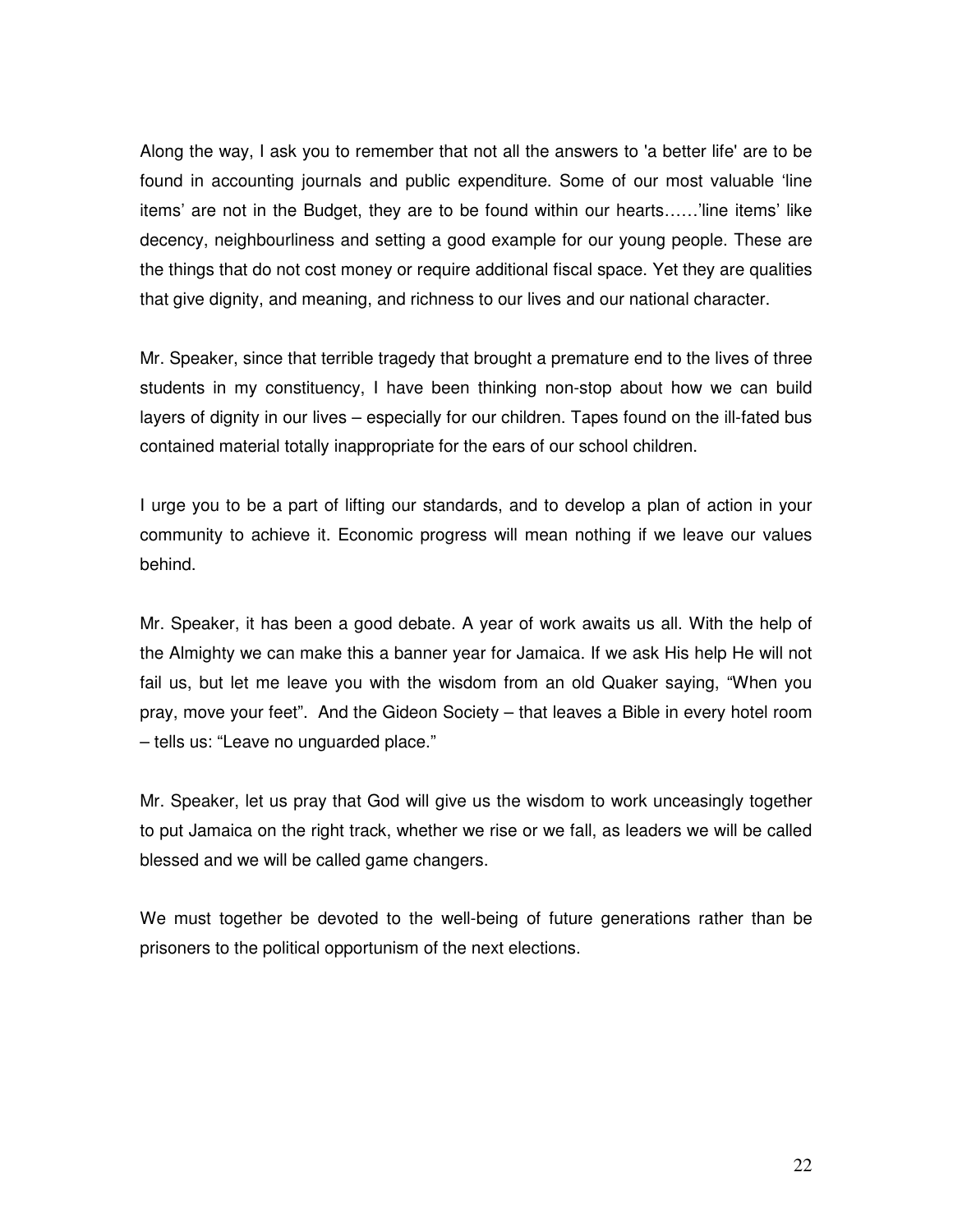Along the way, I ask you to remember that not all the answers to 'a better life' are to be found in accounting journals and public expenditure. Some of our most valuable 'line items' are not in the Budget, they are to be found within our hearts……'line items' like decency, neighbourliness and setting a good example for our young people. These are the things that do not cost money or require additional fiscal space. Yet they are qualities that give dignity, and meaning, and richness to our lives and our national character.

Mr. Speaker, since that terrible tragedy that brought a premature end to the lives of three students in my constituency, I have been thinking non-stop about how we can build layers of dignity in our lives – especially for our children. Tapes found on the ill-fated bus contained material totally inappropriate for the ears of our school children.

I urge you to be a part of lifting our standards, and to develop a plan of action in your community to achieve it. Economic progress will mean nothing if we leave our values behind.

Mr. Speaker, it has been a good debate. A year of work awaits us all. With the help of the Almighty we can make this a banner year for Jamaica. If we ask His help He will not fail us, but let me leave you with the wisdom from an old Quaker saying, "When you pray, move your feet". And the Gideon Society – that leaves a Bible in every hotel room – tells us: "Leave no unguarded place."

Mr. Speaker, let us pray that God will give us the wisdom to work unceasingly together to put Jamaica on the right track, whether we rise or we fall, as leaders we will be called blessed and we will be called game changers.

We must together be devoted to the well-being of future generations rather than be prisoners to the political opportunism of the next elections.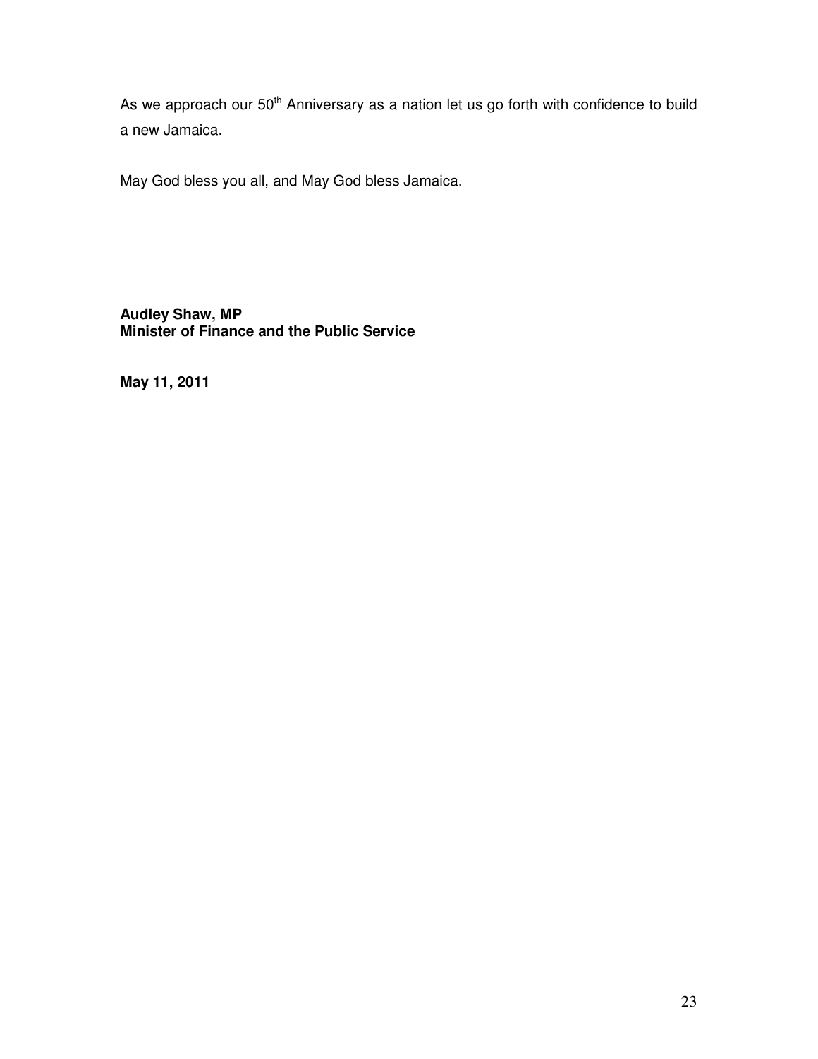As we approach our 50th Anniversary as a nation let us go forth with confidence to build a new Jamaica.

May God bless you all, and May God bless Jamaica.

**Audley Shaw, MP**
**Minister of Finance and the Public Service**

**May 11, 2011**